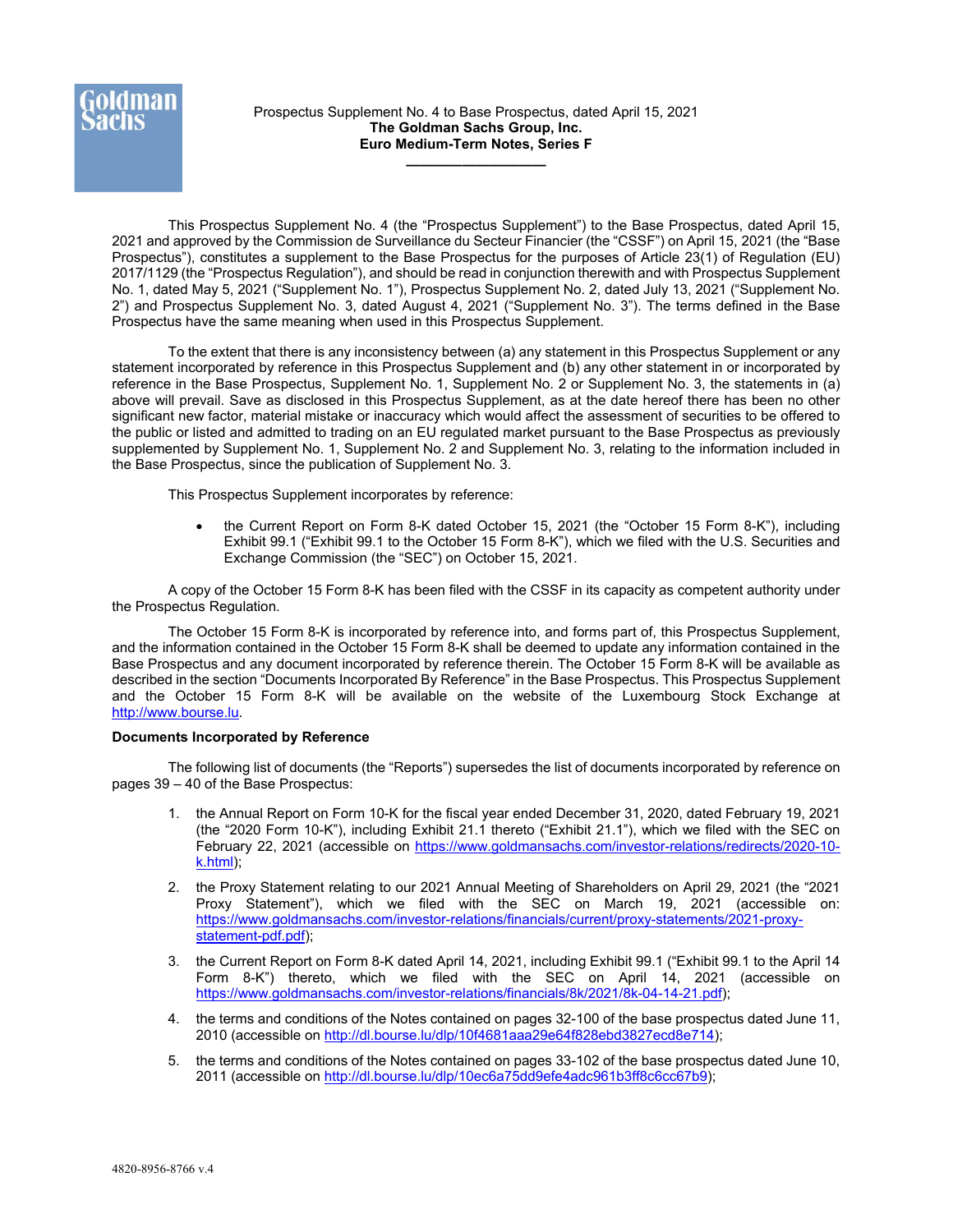Prospectus Supplement No. 4 to Base Prospectus, dated April 15, 2021
**The Goldman Sachs Group, Inc.**
**Euro Medium-Term Notes, Series F**

---

This Prospectus Supplement No. 4 (the "Prospectus Supplement") to the Base Prospectus, dated April 15, 2021 and approved by the Commission de Surveillance du Secteur Financier (the "CSSF") on April 15, 2021 (the "Base Prospectus"), constitutes a supplement to the Base Prospectus for the purposes of Article 23(1) of Regulation (EU) 2017/1129 (the "Prospectus Regulation"), and should be read in conjunction therewith and with Prospectus Supplement No. 1, dated May 5, 2021 ("Supplement No. 1"), Prospectus Supplement No. 2, dated July 13, 2021 ("Supplement No. 2") and Prospectus Supplement No. 3, dated August 4, 2021 ("Supplement No. 3"). The terms defined in the Base Prospectus have the same meaning when used in this Prospectus Supplement.

To the extent that there is any inconsistency between (a) any statement in this Prospectus Supplement or any statement incorporated by reference in this Prospectus Supplement and (b) any other statement in or incorporated by reference in the Base Prospectus, Supplement No. 1, Supplement No. 2 or Supplement No. 3, the statements in (a) above will prevail. Save as disclosed in this Prospectus Supplement, as at the date hereof there has been no other significant new factor, material mistake or inaccuracy which would affect the assessment of securities to be offered to the public or listed and admitted to trading on an EU regulated market pursuant to the Base Prospectus as previously supplemented by Supplement No. 1, Supplement No. 2 and Supplement No. 3, relating to the information included in the Base Prospectus, since the publication of Supplement No. 3.

This Prospectus Supplement incorporates by reference:

- the Current Report on Form 8-K dated October 15, 2021 (the "October 15 Form 8-K"), including Exhibit 99.1 ("Exhibit 99.1 to the October 15 Form 8-K"), which we filed with the U.S. Securities and Exchange Commission (the "SEC") on October 15, 2021.

A copy of the October 15 Form 8-K has been filed with the CSSF in its capacity as competent authority under the Prospectus Regulation.

The October 15 Form 8-K is incorporated by reference into, and forms part of, this Prospectus Supplement, and the information contained in the October 15 Form 8-K shall be deemed to update any information contained in the Base Prospectus and any document incorporated by reference therein. The October 15 Form 8-K will be available as described in the section "Documents Incorporated By Reference" in the Base Prospectus. This Prospectus Supplement and the October 15 Form 8-K will be available on the website of the Luxembourg Stock Exchange at http://www.bourse.lu.

**Documents Incorporated by Reference**

The following list of documents (the "Reports") supersedes the list of documents incorporated by reference on pages 39 – 40 of the Base Prospectus:

1. the Annual Report on Form 10-K for the fiscal year ended December 31, 2020, dated February 19, 2021 (the "2020 Form 10-K"), including Exhibit 21.1 thereto ("Exhibit 21.1"), which we filed with the SEC on February 22, 2021 (accessible on https://www.goldmansachs.com/investor-relations/redirects/2020-10-k.html);
2. the Proxy Statement relating to our 2021 Annual Meeting of Shareholders on April 29, 2021 (the "2021 Proxy Statement"), which we filed with the SEC on March 19, 2021 (accessible on: https://www.goldmansachs.com/investor-relations/financials/current/proxy-statements/2021-proxy-statement-pdf.pdf);
3. the Current Report on Form 8-K dated April 14, 2021, including Exhibit 99.1 ("Exhibit 99.1 to the April 14 Form 8-K") thereto, which we filed with the SEC on April 14, 2021 (accessible on https://www.goldmansachs.com/investor-relations/financials/8k/2021/8k-04-14-21.pdf);
4. the terms and conditions of the Notes contained on pages 32-100 of the base prospectus dated June 11, 2010 (accessible on http://dl.bourse.lu/dlp/10f4681aaa29e64f828ebd3827ecd8e714);
5. the terms and conditions of the Notes contained on pages 33-102 of the base prospectus dated June 10, 2011 (accessible on http://dl.bourse.lu/dlp/10ec6a75dd9efe4adc961b3ff8c6cc67b9);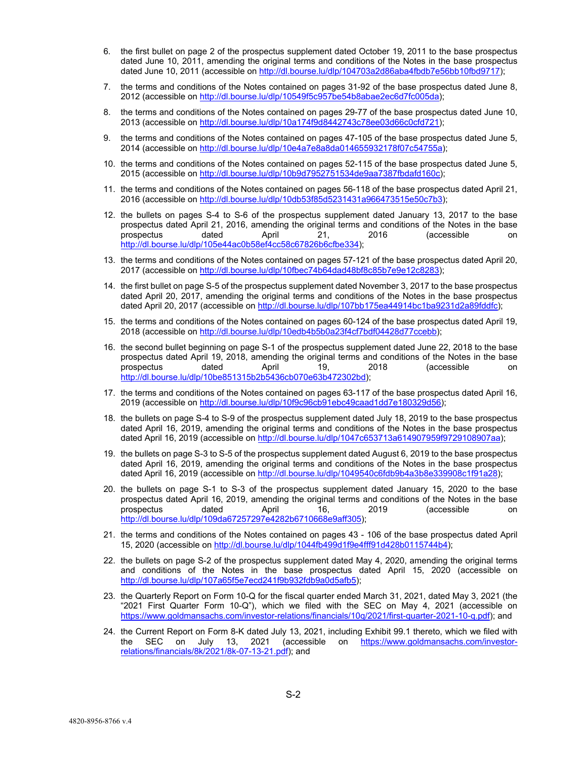6. the first bullet on page 2 of the prospectus supplement dated October 19, 2011 to the base prospectus dated June 10, 2011, amending the original terms and conditions of the Notes in the base prospectus dated June 10, 2011 (accessible on http://dl.bourse.lu/dlp/104703a2d86aba4fbdb7e56bb10fbd9717);

7. the terms and conditions of the Notes contained on pages 31-92 of the base prospectus dated June 8, 2012 (accessible on http://dl.bourse.lu/dlp/10549f5c957be54b8abae2ec6d7fc005da);

8. the terms and conditions of the Notes contained on pages 29-77 of the base prospectus dated June 10, 2013 (accessible on http://dl.bourse.lu/dlp/10a174f9d8442743c78ee03d66c0cfd721);

9. the terms and conditions of the Notes contained on pages 47-105 of the base prospectus dated June 5, 2014 (accessible on http://dl.bourse.lu/dlp/10e4a7e8a8da014655932178f07c54755a);

10. the terms and conditions of the Notes contained on pages 52-115 of the base prospectus dated June 5, 2015 (accessible on http://dl.bourse.lu/dlp/10b9d7952751534de9aa7387fbdafd160c);

11. the terms and conditions of the Notes contained on pages 56-118 of the base prospectus dated April 21, 2016 (accessible on http://dl.bourse.lu/dlp/10db53f85d5231431a966473515e50c7b3);

12. the bullets on pages S-4 to S-6 of the prospectus supplement dated January 13, 2017 to the base prospectus dated April 21, 2016, amending the original terms and conditions of the Notes in the base prospectus dated April 21, 2016 (accessible on http://dl.bourse.lu/dlp/105e44ac0b58ef4cc58c67826b6cfbe334);

13. the terms and conditions of the Notes contained on pages 57-121 of the base prospectus dated April 20, 2017 (accessible on http://dl.bourse.lu/dlp/10fbec74b64dad48bf8c85b7e9e12c8283);

14. the first bullet on page S-5 of the prospectus supplement dated November 3, 2017 to the base prospectus dated April 20, 2017, amending the original terms and conditions of the Notes in the base prospectus dated April 20, 2017 (accessible on http://dl.bourse.lu/dlp/107bb175ea44914bc1ba9231d2a89fddfc);

15. the terms and conditions of the Notes contained on pages 60-124 of the base prospectus dated April 19, 2018 (accessible on http://dl.bourse.lu/dlp/10edb4b5b0a23f4cf7bdf04428d77ccebb);

16. the second bullet beginning on page S-1 of the prospectus supplement dated June 22, 2018 to the base prospectus dated April 19, 2018, amending the original terms and conditions of the Notes in the base prospectus dated April 19, 2018 (accessible on http://dl.bourse.lu/dlp/10be851315b2b5436cb070e63b472302bd);

17. the terms and conditions of the Notes contained on pages 63-117 of the base prospectus dated April 16, 2019 (accessible on http://dl.bourse.lu/dlp/10f9c96cb91ebc49caad1dd7e180329d56);

18. the bullets on page S-4 to S-9 of the prospectus supplement dated July 18, 2019 to the base prospectus dated April 16, 2019, amending the original terms and conditions of the Notes in the base prospectus dated April 16, 2019 (accessible on http://dl.bourse.lu/dlp/1047c653713a614907959f9729108907aa);

19. the bullets on page S-3 to S-5 of the prospectus supplement dated August 6, 2019 to the base prospectus dated April 16, 2019, amending the original terms and conditions of the Notes in the base prospectus dated April 16, 2019 (accessible on http://dl.bourse.lu/dlp/1049540c6fdb9b4a3b8e339908c1f91a28);

20. the bullets on page S-1 to S-3 of the prospectus supplement dated January 15, 2020 to the base prospectus dated April 16, 2019, amending the original terms and conditions of the Notes in the base prospectus dated April 16, 2019 (accessible on http://dl.bourse.lu/dlp/109da67257297e4282b6710668e9aff305);

21. the terms and conditions of the Notes contained on pages 43 - 106 of the base prospectus dated April 15, 2020 (accessible on http://dl.bourse.lu/dlp/1044fb499d1f9e4fff91d428b0115744b4);

22. the bullets on page S-2 of the prospectus supplement dated May 4, 2020, amending the original terms and conditions of the Notes in the base prospectus dated April 15, 2020 (accessible on http://dl.bourse.lu/dlp/107a65f5e7ecd241f9b932fdb9a0d5afb5);

23. the Quarterly Report on Form 10-Q for the fiscal quarter ended March 31, 2021, dated May 3, 2021 (the "2021 First Quarter Form 10-Q"), which we filed with the SEC on May 4, 2021 (accessible on https://www.goldmansachs.com/investor-relations/financials/10q/2021/first-quarter-2021-10-q.pdf); and

24. the Current Report on Form 8-K dated July 13, 2021, including Exhibit 99.1 thereto, which we filed with the SEC on July 13, 2021 (accessible on https://www.goldmansachs.com/investor-relations/financials/8k/2021/8k-07-13-21.pdf); and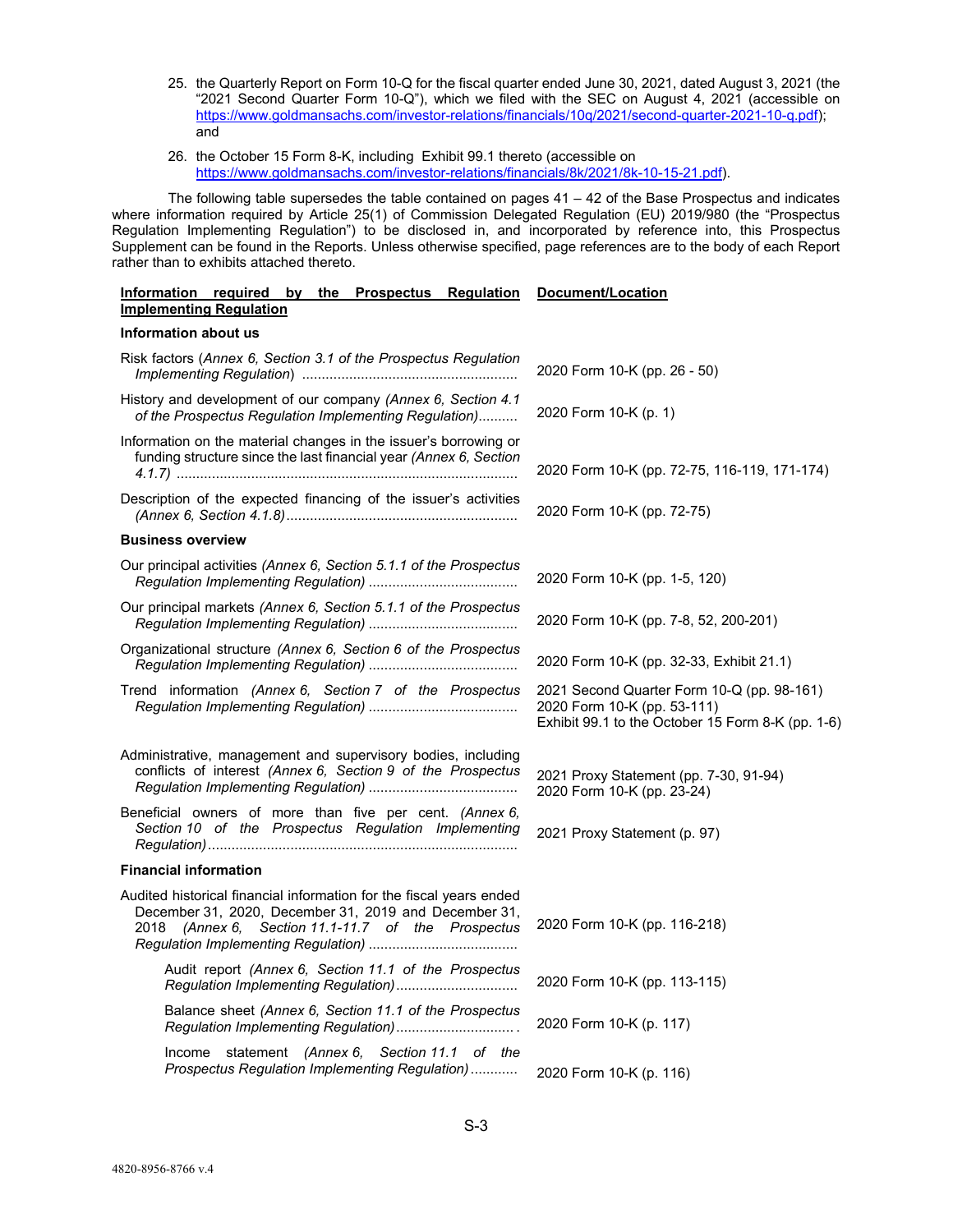25. the Quarterly Report on Form 10-Q for the fiscal quarter ended June 30, 2021, dated August 3, 2021 (the "2021 Second Quarter Form 10-Q"), which we filed with the SEC on August 4, 2021 (accessible on https://www.goldmansachs.com/investor-relations/financials/10q/2021/second-quarter-2021-10-q.pdf); and

26. the October 15 Form 8-K, including Exhibit 99.1 thereto (accessible on https://www.goldmansachs.com/investor-relations/financials/8k/2021/8k-10-15-21.pdf).

The following table supersedes the table contained on pages 41 – 42 of the Base Prospectus and indicates where information required by Article 25(1) of Commission Delegated Regulation (EU) 2019/980 (the "Prospectus Regulation Implementing Regulation") to be disclosed in, and incorporated by reference into, this Prospectus Supplement can be found in the Reports. Unless otherwise specified, page references are to the body of each Report rather than to exhibits attached thereto.

| Information required by the Prospectus Regulation Implementing Regulation | Document/Location |
|---|---|
| **Information about us** | |
| Risk factors (*Annex 6, Section 3.1 of the Prospectus Regulation Implementing Regulation*) | 2020 Form 10-K (pp. 26 - 50) |
| History and development of our company (*Annex 6, Section 4.1 of the Prospectus Regulation Implementing Regulation*) | 2020 Form 10-K (p. 1) |
| Information on the material changes in the issuer's borrowing or funding structure since the last financial year (*Annex 6, Section 4.1.7*) | 2020 Form 10-K (pp. 72-75, 116-119, 171-174) |
| Description of the expected financing of the issuer's activities (*Annex 6, Section 4.1.8*) | 2020 Form 10-K (pp. 72-75) |
| **Business overview** | |
| Our principal activities (*Annex 6, Section 5.1.1 of the Prospectus Regulation Implementing Regulation*) | 2020 Form 10-K (pp. 1-5, 120) |
| Our principal markets (*Annex 6, Section 5.1.1 of the Prospectus Regulation Implementing Regulation*) | 2020 Form 10-K (pp. 7-8, 52, 200-201) |
| Organizational structure (*Annex 6, Section 6 of the Prospectus Regulation Implementing Regulation*) | 2020 Form 10-K (pp. 32-33, Exhibit 21.1) |
| Trend information (*Annex 6, Section 7 of the Prospectus Regulation Implementing Regulation*) | 2021 Second Quarter Form 10-Q (pp. 98-161)<br>2020 Form 10-K (pp. 53-111)<br>Exhibit 99.1 to the October 15 Form 8-K (pp. 1-6) |
| Administrative, management and supervisory bodies, including conflicts of interest (*Annex 6, Section 9 of the Prospectus Regulation Implementing Regulation*) | 2021 Proxy Statement (pp. 7-30, 91-94)<br>2020 Form 10-K (pp. 23-24) |
| Beneficial owners of more than five per cent. (*Annex 6, Section 10 of the Prospectus Regulation Implementing Regulation*) | 2021 Proxy Statement (p. 97) |
| **Financial information** | |
| Audited historical financial information for the fiscal years ended December 31, 2020, December 31, 2019 and December 31, 2018 (*Annex 6, Section 11.1-11.7 of the Prospectus Regulation Implementing Regulation*) | 2020 Form 10-K (pp. 116-218) |
| Audit report (*Annex 6, Section 11.1 of the Prospectus Regulation Implementing Regulation*) | 2020 Form 10-K (pp. 113-115) |
| Balance sheet (*Annex 6, Section 11.1 of the Prospectus Regulation Implementing Regulation*) | 2020 Form 10-K (p. 117) |
| Income statement (*Annex 6, Section 11.1 of the Prospectus Regulation Implementing Regulation*) | 2020 Form 10-K (p. 116) |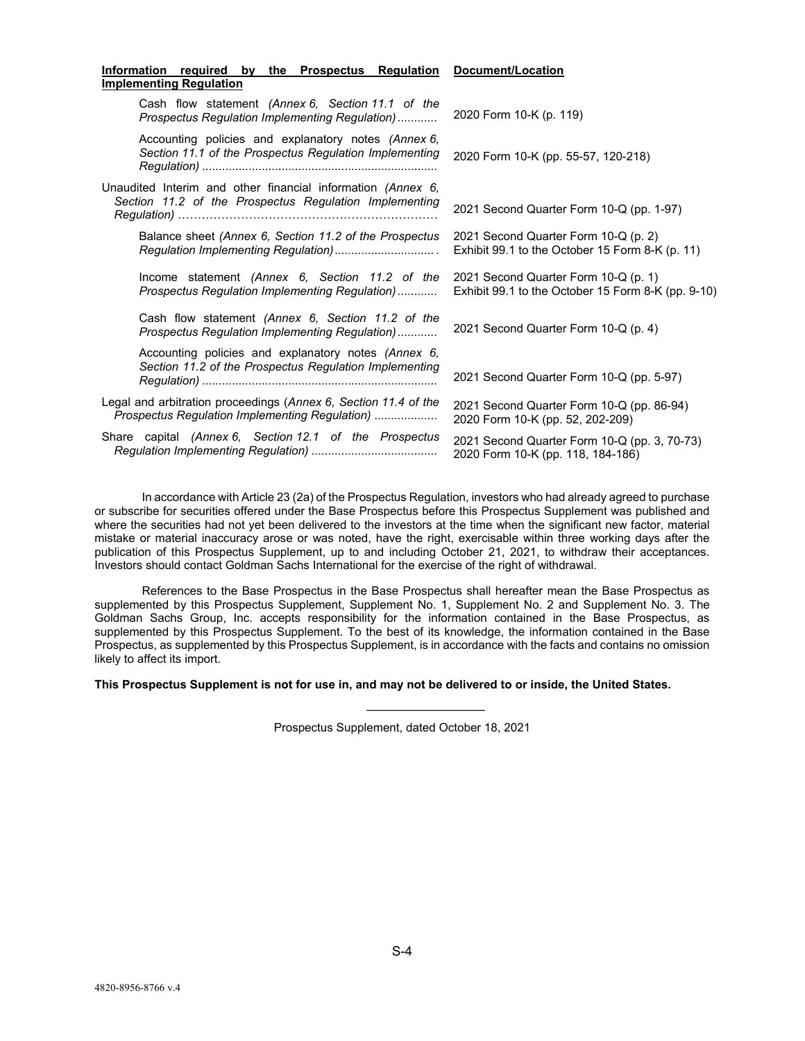| Information required by the Prospectus Regulation Implementing Regulation | Document/Location |
|---|---|
| Cash flow statement *(Annex 6, Section 11.1 of the Prospectus Regulation Implementing Regulation)*............ | 2020 Form 10-K (p. 119) |
| Accounting policies and explanatory notes *(Annex 6, Section 11.1 of the Prospectus Regulation Implementing Regulation)*...................................................................... | 2020 Form 10-K (pp. 55-57, 120-218) |
| Unaudited Interim and other financial information *(Annex 6, Section 11.2 of the Prospectus Regulation Implementing Regulation)* ………………………………………………………… | 2021 Second Quarter Form 10-Q (pp. 1-97) |
| Balance sheet *(Annex 6, Section 11.2 of the Prospectus Regulation Implementing Regulation)*.............................. . | 2021 Second Quarter Form 10-Q (p. 2)<br>Exhibit 99.1 to the October 15 Form 8-K (p. 11) |
| Income statement *(Annex 6, Section 11.2 of the Prospectus Regulation Implementing Regulation)*............ | 2021 Second Quarter Form 10-Q (p. 1)<br>Exhibit 99.1 to the October 15 Form 8-K (pp. 9-10) |
| Cash flow statement *(Annex 6, Section 11.2 of the Prospectus Regulation Implementing Regulation)*............ | 2021 Second Quarter Form 10-Q (p. 4) |
| Accounting policies and explanatory notes *(Annex 6, Section 11.2 of the Prospectus Regulation Implementing Regulation)*...................................................................... | 2021 Second Quarter Form 10-Q (pp. 5-97) |
| Legal and arbitration proceedings (*Annex 6*, *Section 11.4 of the Prospectus Regulation Implementing Regulation*) ................... | 2021 Second Quarter Form 10-Q (pp. 86-94)<br>2020 Form 10-K (pp. 52, 202-209) |
| Share capital *(Annex 6, Section 12.1 of the Prospectus Regulation Implementing Regulation)* ...................................... | 2021 Second Quarter Form 10-Q (pp. 3, 70-73)<br>2020 Form 10-K (pp. 118, 184-186) |

In accordance with Article 23 (2a) of the Prospectus Regulation, investors who had already agreed to purchase or subscribe for securities offered under the Base Prospectus before this Prospectus Supplement was published and where the securities had not yet been delivered to the investors at the time when the significant new factor, material mistake or material inaccuracy arose or was noted, have the right, exercisable within three working days after the publication of this Prospectus Supplement, up to and including October 21, 2021, to withdraw their acceptances. Investors should contact Goldman Sachs International for the exercise of the right of withdrawal.

References to the Base Prospectus in the Base Prospectus shall hereafter mean the Base Prospectus as supplemented by this Prospectus Supplement, Supplement No. 1, Supplement No. 2 and Supplement No. 3. The Goldman Sachs Group, Inc. accepts responsibility for the information contained in the Base Prospectus, as supplemented by this Prospectus Supplement. To the best of its knowledge, the information contained in the Base Prospectus, as supplemented by this Prospectus Supplement, is in accordance with the facts and contains no omission likely to affect its import.

**This Prospectus Supplement is not for use in, and may not be delivered to or inside, the United States.**

---

Prospectus Supplement, dated October 18, 2021

4820-8956-8766 v.4